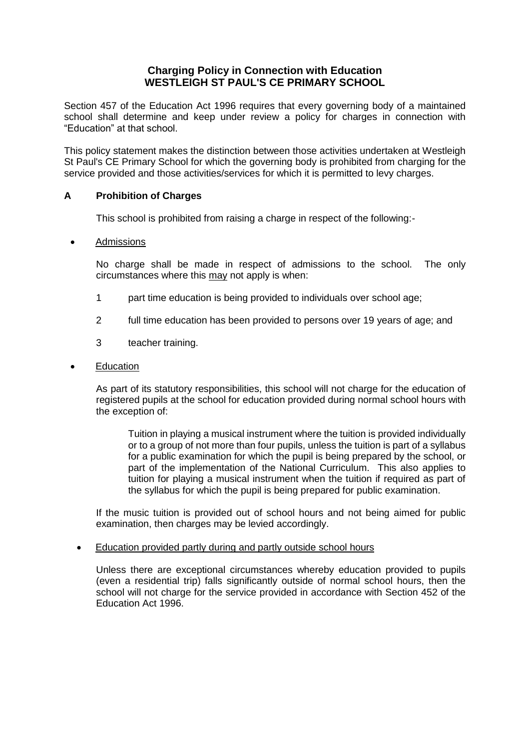# Charging Policy in Connection with Education
# WESTLEIGH ST PAUL'S CE PRIMARY SCHOOL

Section 457 of the Education Act 1996 requires that every governing body of a maintained school shall determine and keep under review a policy for charges in connection with "Education" at that school.

This policy statement makes the distinction between those activities undertaken at Westleigh St Paul's CE Primary School for which the governing body is prohibited from charging for the service provided and those activities/services for which it is permitted to levy charges.

## A Prohibition of Charges

This school is prohibited from raising a charge in respect of the following:-

- Admissions

  No charge shall be made in respect of admissions to the school. The only circumstances where this may not apply is when:

  1 part time education is being provided to individuals over school age;

  2 full time education has been provided to persons over 19 years of age; and

  3 teacher training.

- Education

  As part of its statutory responsibilities, this school will not charge for the education of registered pupils at the school for education provided during normal school hours with the exception of:

  > Tuition in playing a musical instrument where the tuition is provided individually or to a group of not more than four pupils, unless the tuition is part of a syllabus for a public examination for which the pupil is being prepared by the school, or part of the implementation of the National Curriculum. This also applies to tuition for playing a musical instrument when the tuition if required as part of the syllabus for which the pupil is being prepared for public examination.

  If the music tuition is provided out of school hours and not being aimed for public examination, then charges may be levied accordingly.

- Education provided partly during and partly outside school hours

  Unless there are exceptional circumstances whereby education provided to pupils (even a residential trip) falls significantly outside of normal school hours, then the school will not charge for the service provided in accordance with Section 452 of the Education Act 1996.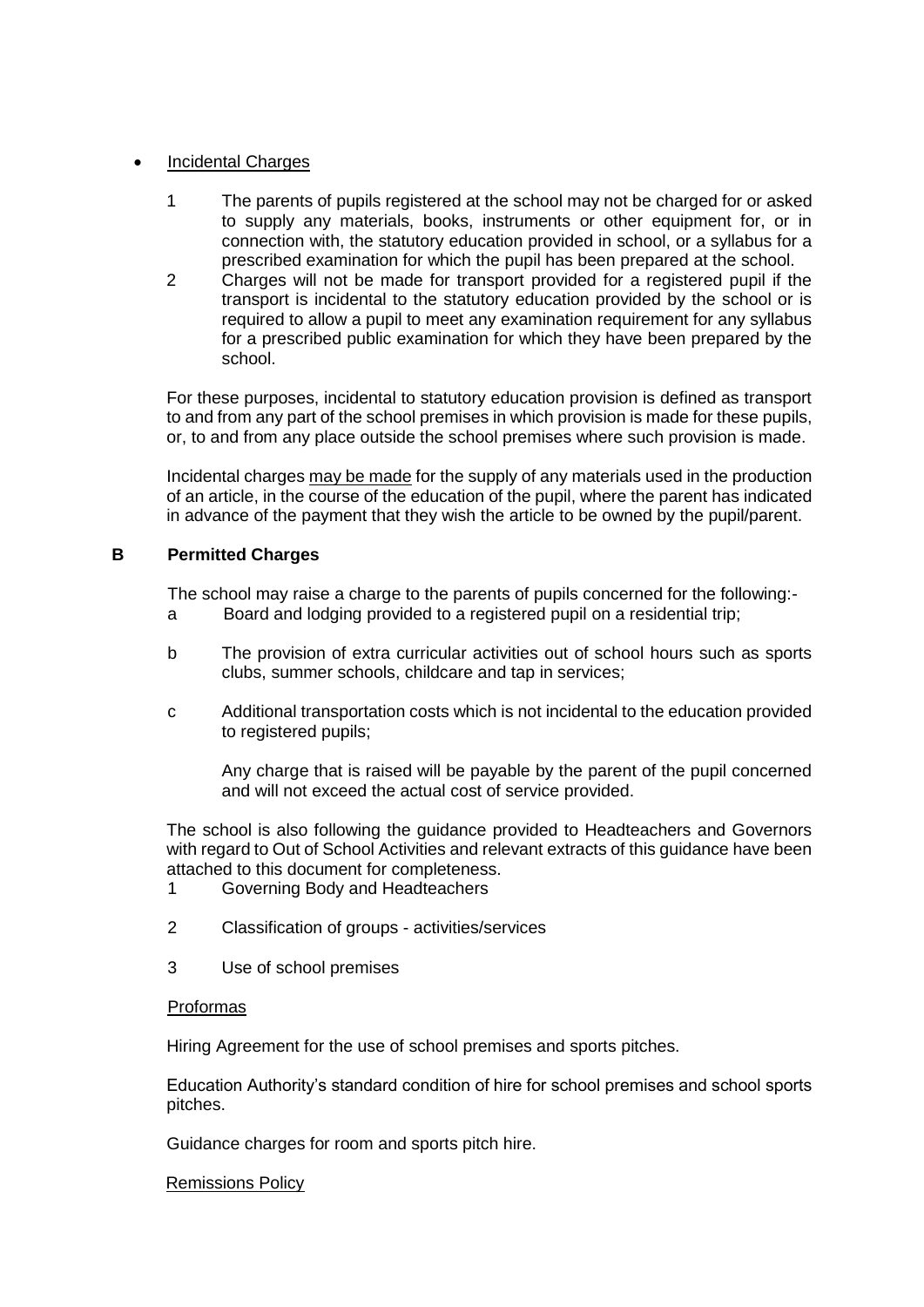- <u>Incidental Charges</u>

  1. The parents of pupils registered at the school may not be charged for or asked to supply any materials, books, instruments or other equipment for, or in connection with, the statutory education provided in school, or a syllabus for a prescribed examination for which the pupil has been prepared at the school.
  2. Charges will not be made for transport provided for a registered pupil if the transport is incidental to the statutory education provided by the school or is required to allow a pupil to meet any examination requirement for any syllabus for a prescribed public examination for which they have been prepared by the school.

  For these purposes, incidental to statutory education provision is defined as transport to and from any part of the school premises in which provision is made for these pupils, or, to and from any place outside the school premises where such provision is made.

  Incidental charges <u>may be made</u> for the supply of any materials used in the production of an article, in the course of the education of the pupil, where the parent has indicated in advance of the payment that they wish the article to be owned by the pupil/parent.

## B Permitted Charges

The school may raise a charge to the parents of pupils concerned for the following:-

a. Board and lodging provided to a registered pupil on a residential trip;

b. The provision of extra curricular activities out of school hours such as sports clubs, summer schools, childcare and tap in services;

c. Additional transportation costs which is not incidental to the education provided to registered pupils;

   Any charge that is raised will be payable by the parent of the pupil concerned and will not exceed the actual cost of service provided.

The school is also following the guidance provided to Headteachers and Governors with regard to Out of School Activities and relevant extracts of this guidance have been attached to this document for completeness.

1. Governing Body and Headteachers
2. Classification of groups - activities/services
3. Use of school premises

<u>Proformas</u>

Hiring Agreement for the use of school premises and sports pitches.

Education Authority's standard condition of hire for school premises and school sports pitches.

Guidance charges for room and sports pitch hire.

<u>Remissions Policy</u>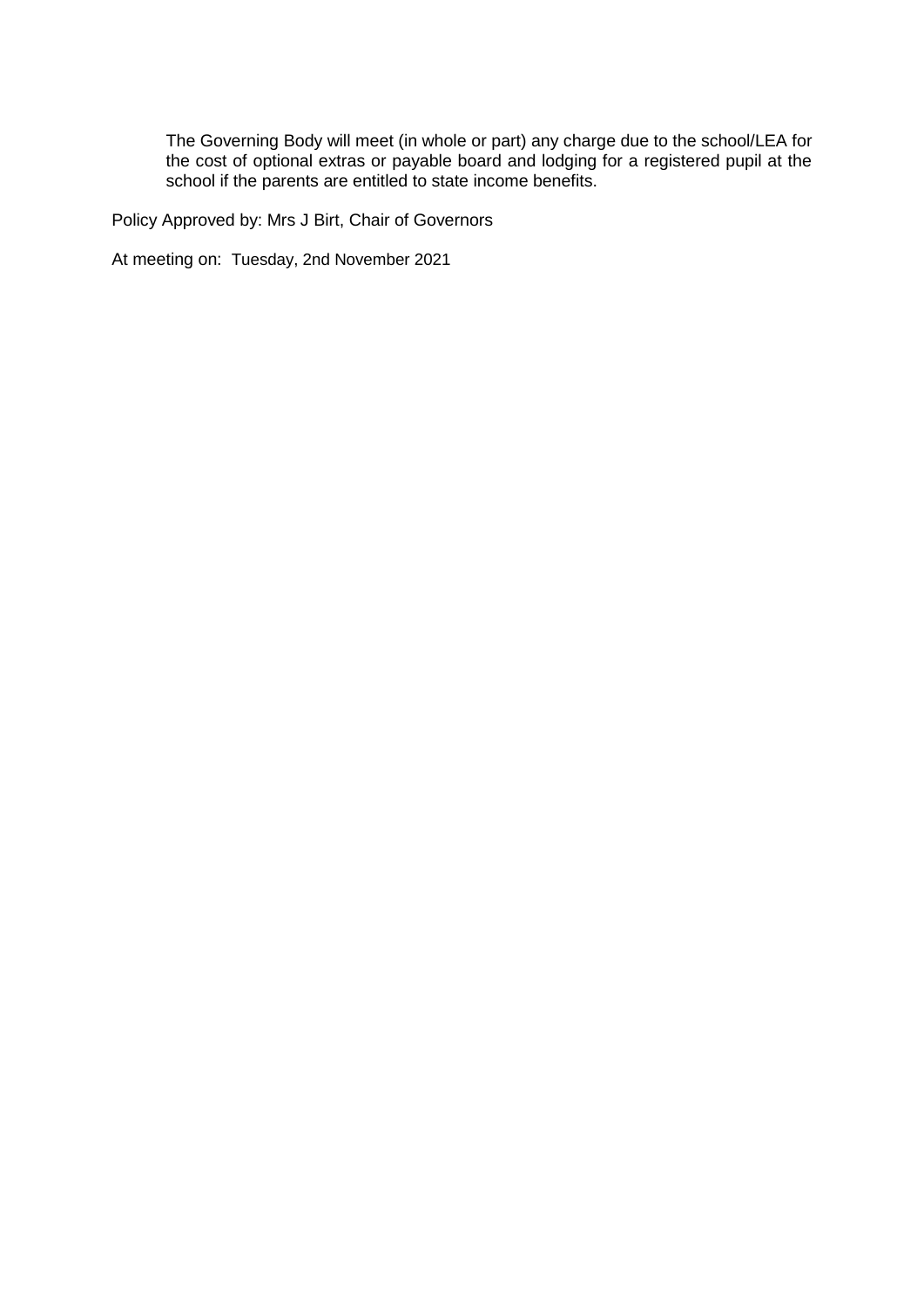The Governing Body will meet (in whole or part) any charge due to the school/LEA for the cost of optional extras or payable board and lodging for a registered pupil at the school if the parents are entitled to state income benefits.

Policy Approved by: Mrs J Birt, Chair of Governors

At meeting on: Tuesday, 2nd November 2021